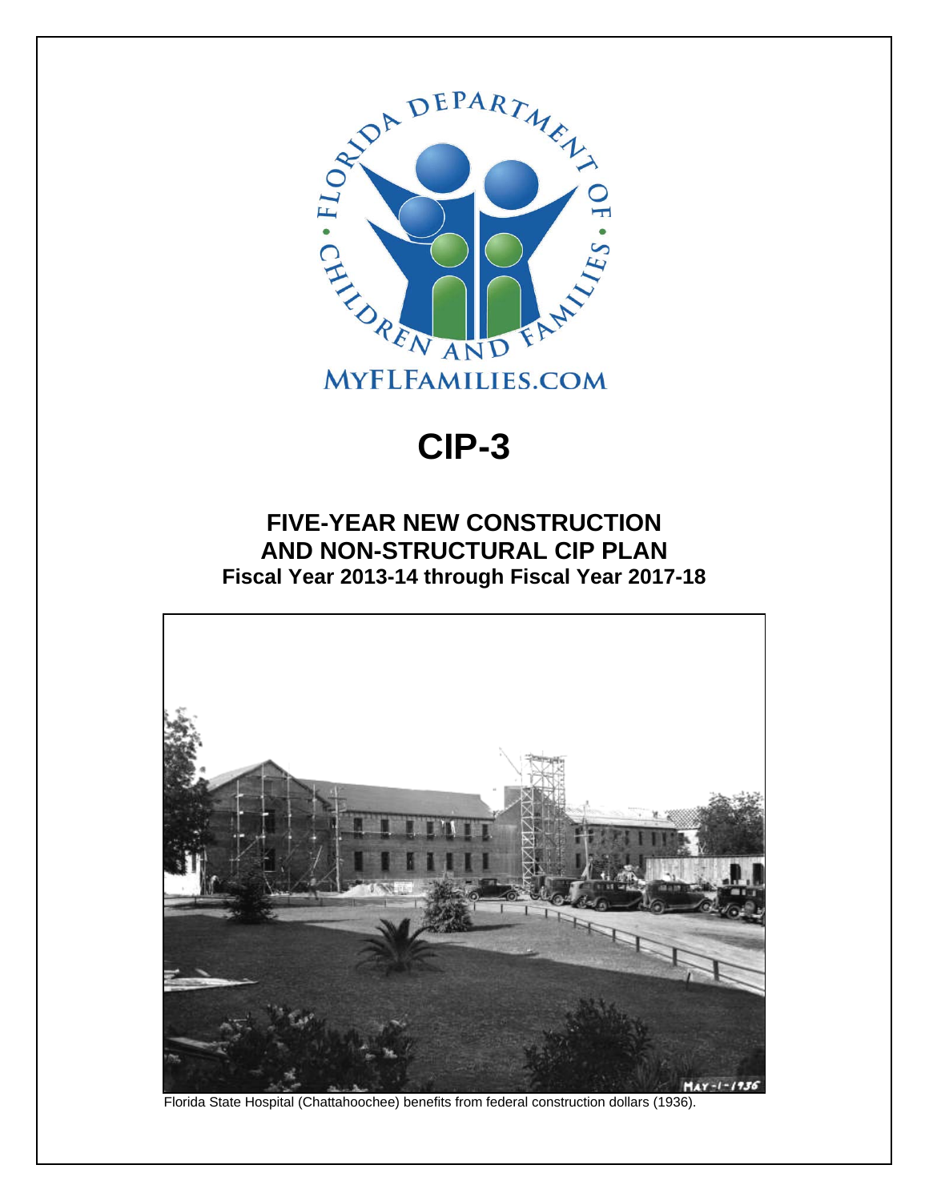FLORIDA DEPARTMENT OF CHILDREN AND FAMILIES

MYFLFAMILIES.COM

# CIP-3

## FIVE-YEAR NEW CONSTRUCTION AND NON-STRUCTURAL CIP PLAN

### Fiscal Year 2013-14 through Fiscal Year 2017-18

Florida State Hospital (Chattahoochee) benefits from federal construction dollars (1936).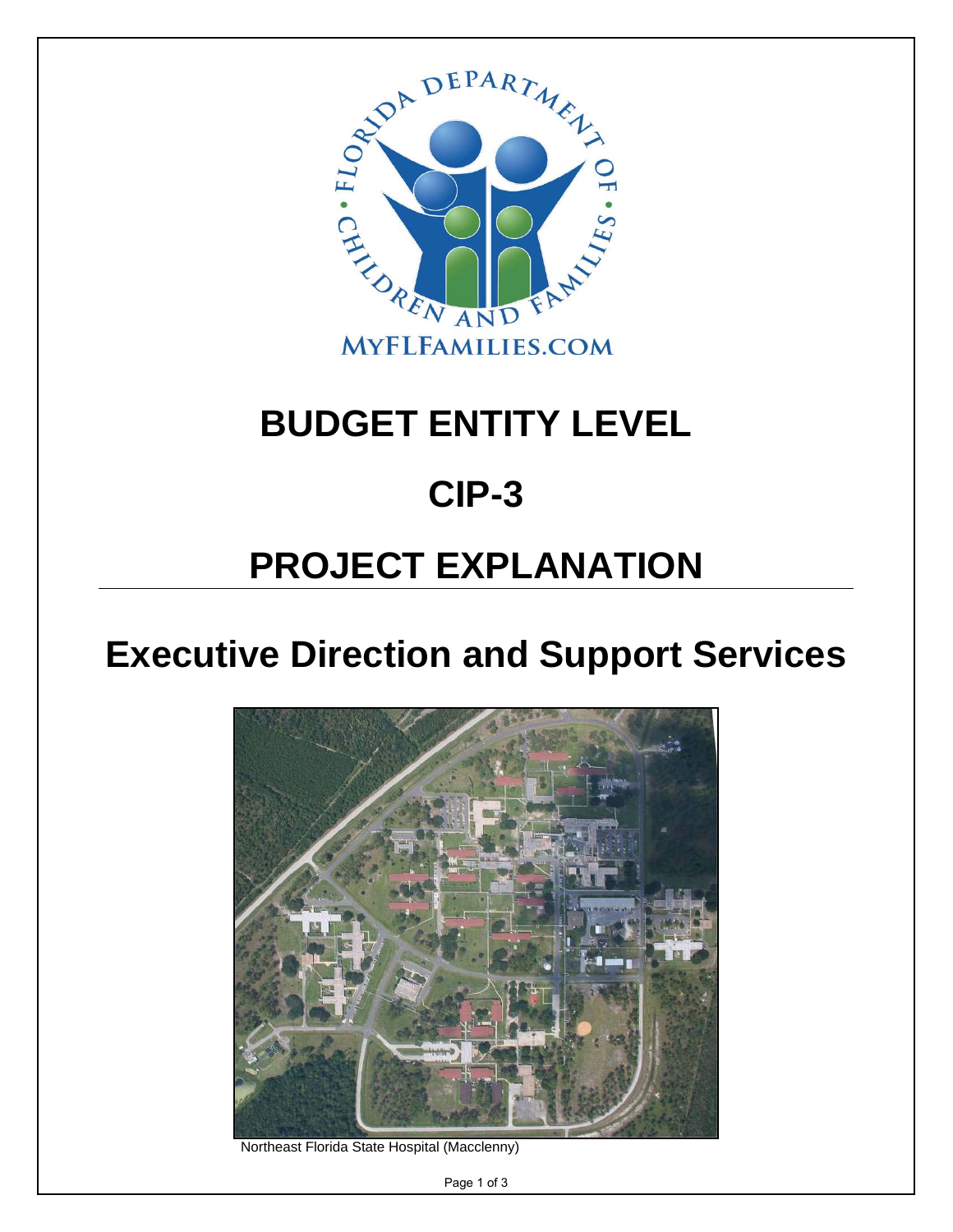# BUDGET ENTITY LEVEL

# CIP-3

# PROJECT EXPLANATION

# Executive Direction and Support Services

Northeast Florida State Hospital (Macclenny)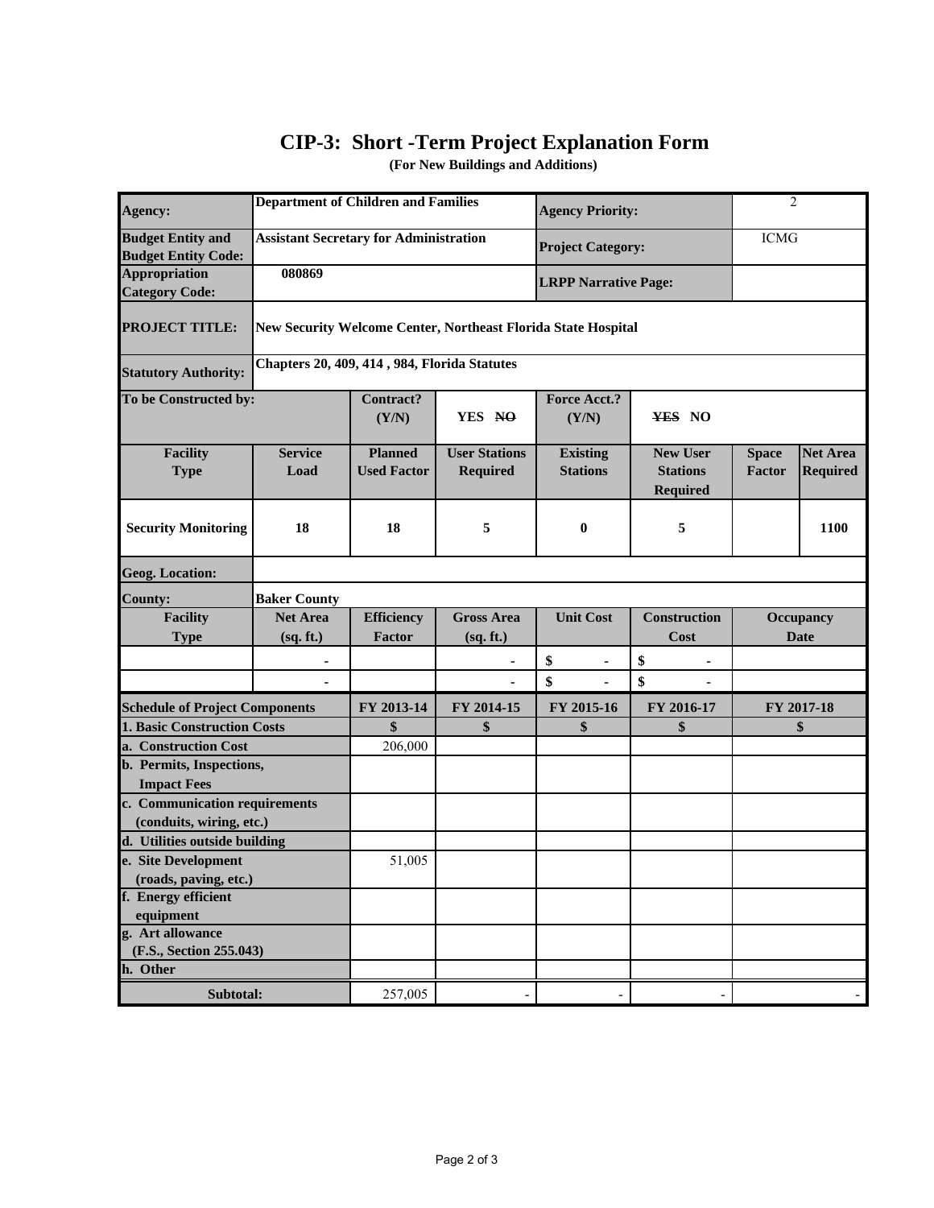# CIP-3: Short -Term Project Explanation Form

**(For New Buildings and Additions)**

| | | | | | | | |
|---|---|---|---|---|---|---|---|
| **Agency:** | **Department of Children and Families** | | | **Agency Priority:** | | 2 | |
| **Budget Entity and Budget Entity Code:** | **Assistant Secretary for Administration** | | | **Project Category:** | | ICMG | |
| **Appropriation Category Code:** | **080869** | | | **LRPP Narrative Page:** | | | |
| **PROJECT TITLE:** | **New Security Welcome Center, Northeast Florida State Hospital** | | | | | | |
| **Statutory Authority:** | **Chapters 20, 409, 414 , 984, Florida Statutes** | | | | | | |
| **To be Constructed by:** | | **Contract? (Y/N)** | **YES ~~NO~~** | **Force Acct.? (Y/N)** | **~~YES~~ NO** | | |
| **Facility Type** | **Service Load** | **Planned Used Factor** | **User Stations Required** | **Existing Stations** | **New User Stations Required** | **Space Factor** | **Net Area Required** |
| **Security Monitoring** | **18** | **18** | **5** | **0** | **5** | | **1100** |
| **Geog. Location:** | | | | | | | |
| **County:** | **Baker County** | | | | | | |
| **Facility Type** | **Net Area (sq. ft.)** | **Efficiency Factor** | **Gross Area (sq. ft.)** | **Unit Cost** | **Construction Cost** | **Occupancy Date** | |
| | - | | - | $ - | $ - | | |
| | - | | - | $ - | $ - | | |

| **Schedule of Project Components** | **FY 2013-14** | **FY 2014-15** | **FY 2015-16** | **FY 2016-17** | **FY 2017-18** |
|---|---|---|---|---|---|
| **1. Basic Construction Costs** | **$** | **$** | **$** | **$** | **$** |
| **a. Construction Cost** | 206,000 | | | | |
| **b. Permits, Inspections, Impact Fees** | | | | | |
| **c. Communication requirements (conduits, wiring, etc.)** | | | | | |
| **d. Utilities outside building** | | | | | |
| **e. Site Development (roads, paving, etc.)** | 51,005 | | | | |
| **f. Energy efficient equipment** | | | | | |
| **g. Art allowance (F.S., Section 255.043)** | | | | | |
| **h. Other** | | | | | |
| **Subtotal:** | 257,005 | - | - | - | - |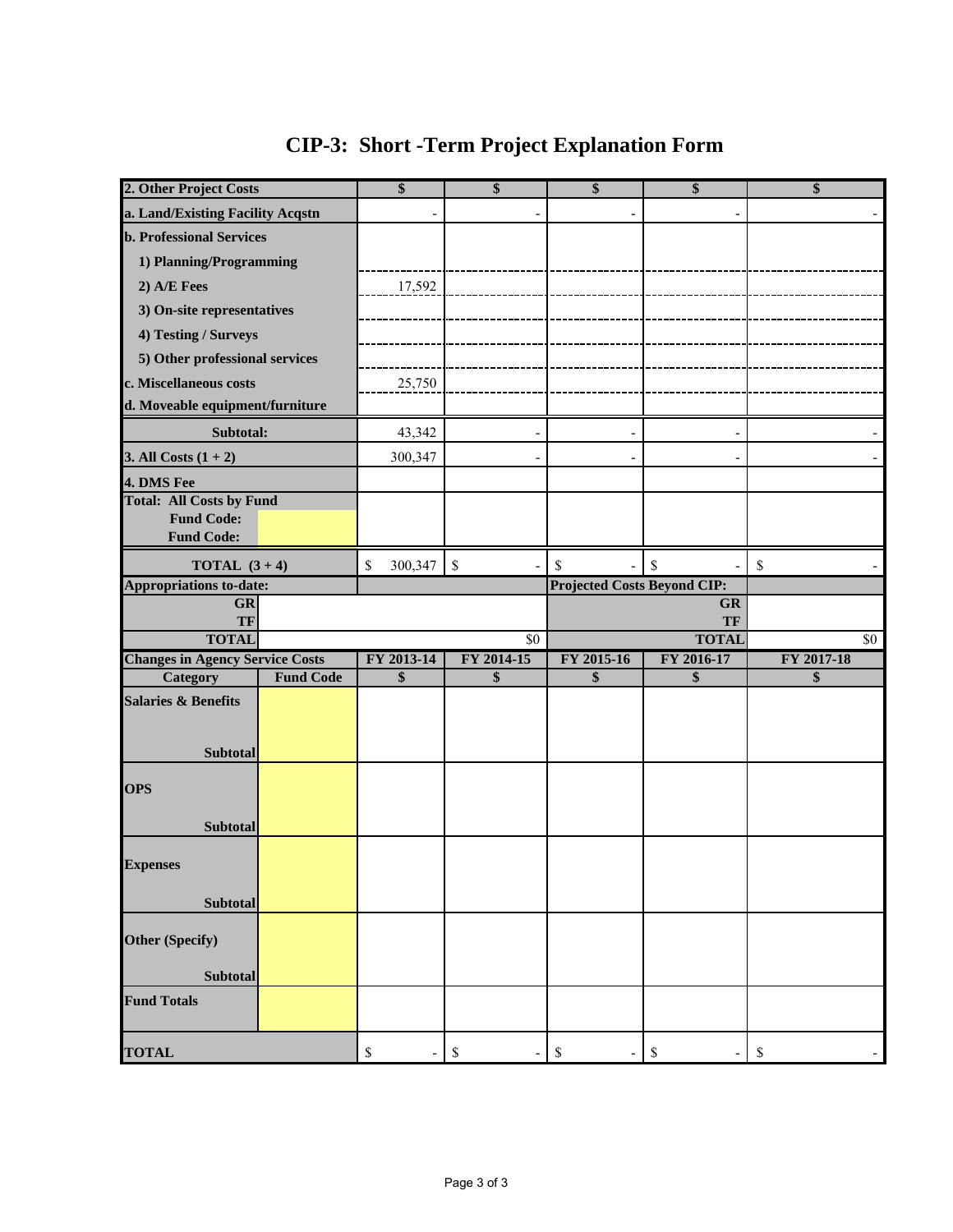# CIP-3: Short -Term Project Explanation Form

| 2. Other Project Costs | | $ | $ | $ | $ | $ |
|---|---|---|---|---|---|---|
| a. Land/Existing Facility Acqstn | | - | - | - | - | - |
| b. Professional Services | | | | | | |
| 1) Planning/Programming | | | | | | |
| 2) A/E Fees | | 17,592 | | | | |
| 3) On-site representatives | | | | | | |
| 4) Testing / Surveys | | | | | | |
| 5) Other professional services | | | | | | |
| c. Miscellaneous costs | | 25,750 | | | | |
| d. Moveable equipment/furniture | | | | | | |
| Subtotal: | | 43,342 | - | - | - | - |
| 3. All Costs (1 + 2) | | 300,347 | - | - | - | - |
| 4. DMS Fee | | | | | | |
| Total: All Costs by Fund | | | | | | |
| Fund Code: | | | | | | |
| Fund Code: | | | | | | |
| TOTAL (3 + 4) | | $ 300,347 | $ - | $ - | $ - | $ - |

| Appropriations to-date: | | Projected Costs Beyond CIP: | |
|---|---|---|---|
| GR | | GR | |
| TF | | TF | |
| TOTAL | $0 | TOTAL | $0 |

| Changes in Agency Service Costs | | FY 2013-14 | FY 2014-15 | FY 2015-16 | FY 2016-17 | FY 2017-18 |
|---|---|---|---|---|---|---|
| Category | Fund Code | $ | $ | $ | $ | $ |
| Salaries & Benefits | | | | | | |
| Subtotal | | | | | | |
| OPS | | | | | | |
| Subtotal | | | | | | |
| Expenses | | | | | | |
| Subtotal | | | | | | |
| Other (Specify) | | | | | | |
| Subtotal | | | | | | |
| Fund Totals | | | | | | |
| TOTAL | | $ - | $ - | $ - | $ - | $ - |